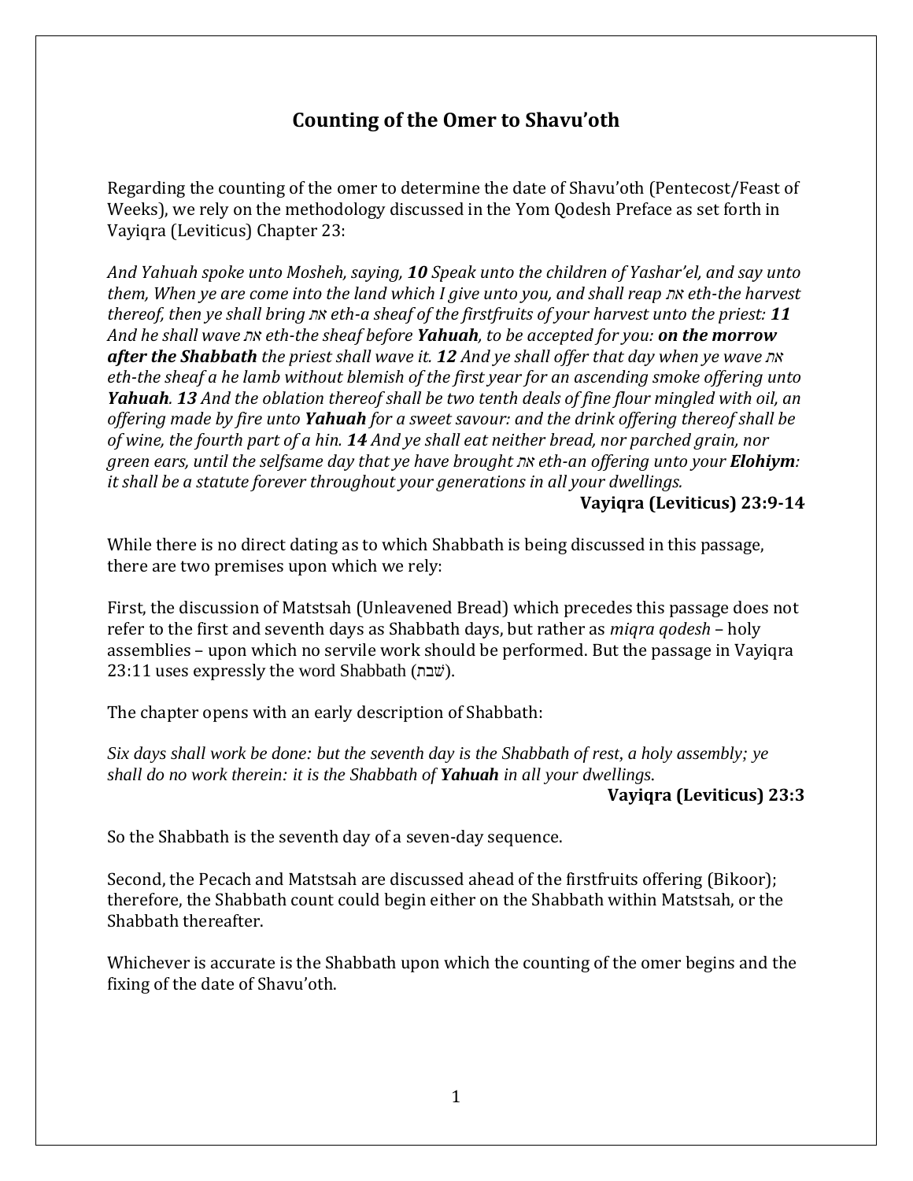# Counting of the Omer to Shavu'oth

Regarding the counting of the omer to determine the date of Shavu'oth (Pentecost/Feast of Weeks), we rely on the methodology discussed in the Yom Qodesh Preface as set forth in Vayiqra (Leviticus) Chapter 23:

*And Yahuah spoke unto Mosheh, saying, **10** Speak unto the children of Yashar'el, and say unto them, When ye are come into the land which I give unto you, and shall reap את eth-the harvest thereof, then ye shall bring את eth-a sheaf of the firstfruits of your harvest unto the priest: **11** And he shall wave את eth-the sheaf before **Yahuah**, to be accepted for you: **on the morrow after the Shabbath** the priest shall wave it. **12** And ye shall offer that day when ye wave את eth-the sheaf a he lamb without blemish of the first year for an ascending smoke offering unto **Yahuah**. **13** And the oblation thereof shall be two tenth deals of fine flour mingled with oil, an offering made by fire unto **Yahuah** for a sweet savour: and the drink offering thereof shall be of wine, the fourth part of a hin. **14** And ye shall eat neither bread, nor parched grain, nor green ears, until the selfsame day that ye have brought את eth-an offering unto your **Elohiym**: it shall be a statute forever throughout your generations in all your dwellings.*

**Vayiqra (Leviticus) 23:9-14**

While there is no direct dating as to which Shabbath is being discussed in this passage, there are two premises upon which we rely:

First, the discussion of Matstsah (Unleavened Bread) which precedes this passage does not refer to the first and seventh days as Shabbath days, but rather as *miqra qodesh* – holy assemblies – upon which no servile work should be performed. But the passage in Vayiqra 23:11 uses expressly the word Shabbath (שׁבת).

The chapter opens with an early description of Shabbath:

*Six days shall work be done: but the seventh day is the Shabbath of rest, a holy assembly; ye shall do no work therein: it is the Shabbath of **Yahuah** in all your dwellings.*

**Vayiqra (Leviticus) 23:3**

So the Shabbath is the seventh day of a seven-day sequence.

Second, the Pecach and Matstsah are discussed ahead of the firstfruits offering (Bikoor); therefore, the Shabbath count could begin either on the Shabbath within Matstsah, or the Shabbath thereafter.

Whichever is accurate is the Shabbath upon which the counting of the omer begins and the fixing of the date of Shavu'oth.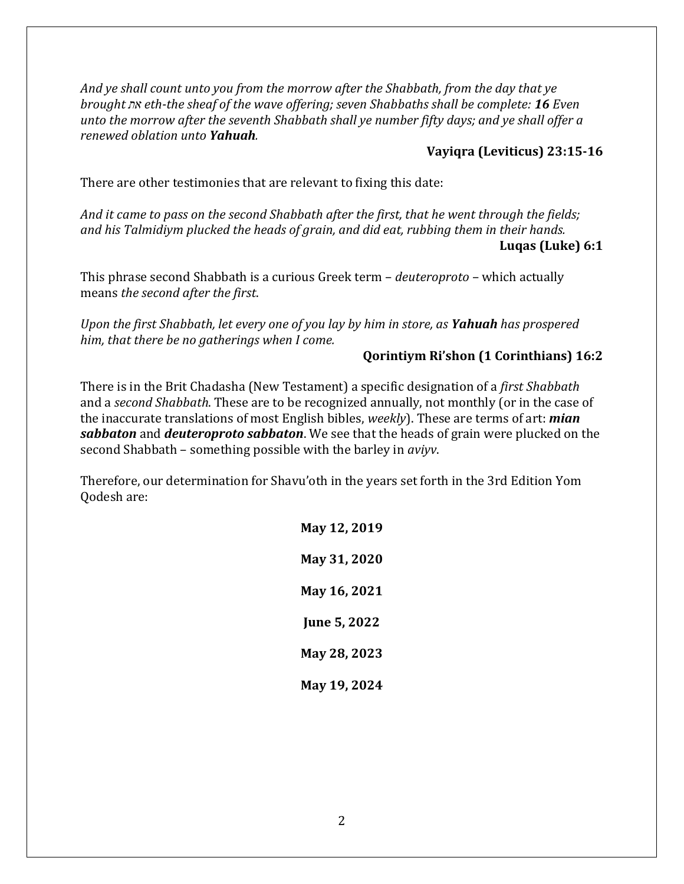*And ye shall count unto you from the morrow after the Shabbath, from the day that ye brought את eth-the sheaf of the wave offering; seven Shabbaths shall be complete: **16** Even unto the morrow after the seventh Shabbath shall ye number fifty days; and ye shall offer a renewed oblation unto **Yahuah**.*

**Vayiqra (Leviticus) 23:15-16**

There are other testimonies that are relevant to fixing this date:

*And it came to pass on the second Shabbath after the first, that he went through the fields; and his Talmidiym plucked the heads of grain, and did eat, rubbing them in their hands.*

**Luqas (Luke) 6:1**

This phrase second Shabbath is a curious Greek term – *deuteroproto* – which actually means *the second after the first*.

*Upon the first Shabbath, let every one of you lay by him in store, as **Yahuah** has prospered him, that there be no gatherings when I come.*

**Qorintiym Ri'shon (1 Corinthians) 16:2**

There is in the Brit Chadasha (New Testament) a specific designation of a *first Shabbath* and a *second Shabbath*. These are to be recognized annually, not monthly (or in the case of the inaccurate translations of most English bibles, *weekly*). These are terms of art: ***mian sabbaton*** and ***deuteroproto sabbaton***. We see that the heads of grain were plucked on the second Shabbath – something possible with the barley in *aviyv*.

Therefore, our determination for Shavu'oth in the years set forth in the 3rd Edition Yom Qodesh are:

**May 12, 2019**

**May 31, 2020**

**May 16, 2021**

**June 5, 2022**

**May 28, 2023**

**May 19, 2024**